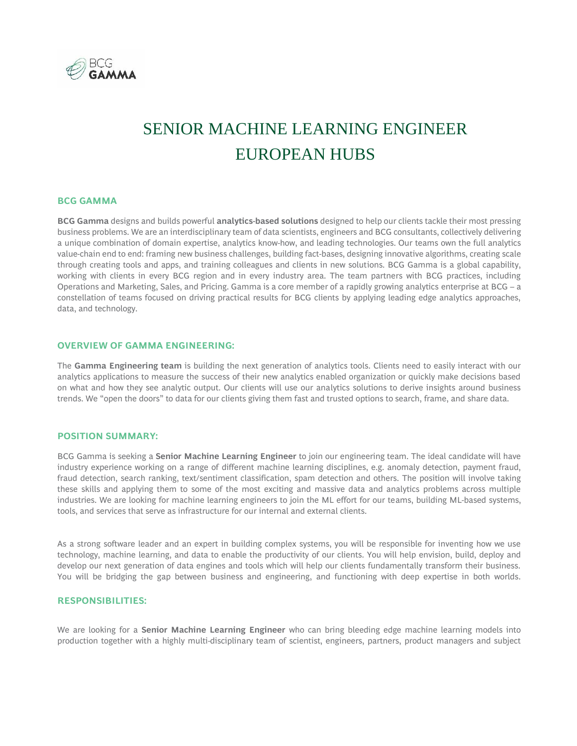# SENIOR MACHINE LEARNING ENGINEER
# EUROPEAN HUBS

## BCG GAMMA

**BCG Gamma** designs and builds powerful **analytics-based solutions** designed to help our clients tackle their most pressing business problems. We are an interdisciplinary team of data scientists, engineers and BCG consultants, collectively delivering a unique combination of domain expertise, analytics know-how, and leading technologies. Our teams own the full analytics value-chain end to end: framing new business challenges, building fact-bases, designing innovative algorithms, creating scale through creating tools and apps, and training colleagues and clients in new solutions. BCG Gamma is a global capability, working with clients in every BCG region and in every industry area. The team partners with BCG practices, including Operations and Marketing, Sales, and Pricing. Gamma is a core member of a rapidly growing analytics enterprise at BCG – a constellation of teams focused on driving practical results for BCG clients by applying leading edge analytics approaches, data, and technology.

## OVERVIEW OF GAMMA ENGINEERING:

The **Gamma Engineering team** is building the next generation of analytics tools. Clients need to easily interact with our analytics applications to measure the success of their new analytics enabled organization or quickly make decisions based on what and how they see analytic output. Our clients will use our analytics solutions to derive insights around business trends. We "open the doors" to data for our clients giving them fast and trusted options to search, frame, and share data.

## POSITION SUMMARY:

BCG Gamma is seeking a **Senior Machine Learning Engineer** to join our engineering team. The ideal candidate will have industry experience working on a range of different machine learning disciplines, e.g. anomaly detection, payment fraud, fraud detection, search ranking, text/sentiment classification, spam detection and others. The position will involve taking these skills and applying them to some of the most exciting and massive data and analytics problems across multiple industries. We are looking for machine learning engineers to join the ML effort for our teams, building ML-based systems, tools, and services that serve as infrastructure for our internal and external clients.

As a strong software leader and an expert in building complex systems, you will be responsible for inventing how we use technology, machine learning, and data to enable the productivity of our clients. You will help envision, build, deploy and develop our next generation of data engines and tools which will help our clients fundamentally transform their business. You will be bridging the gap between business and engineering, and functioning with deep expertise in both worlds.

## RESPONSIBILITIES:

We are looking for a **Senior Machine Learning Engineer** who can bring bleeding edge machine learning models into production together with a highly multi-disciplinary team of scientist, engineers, partners, product managers and subject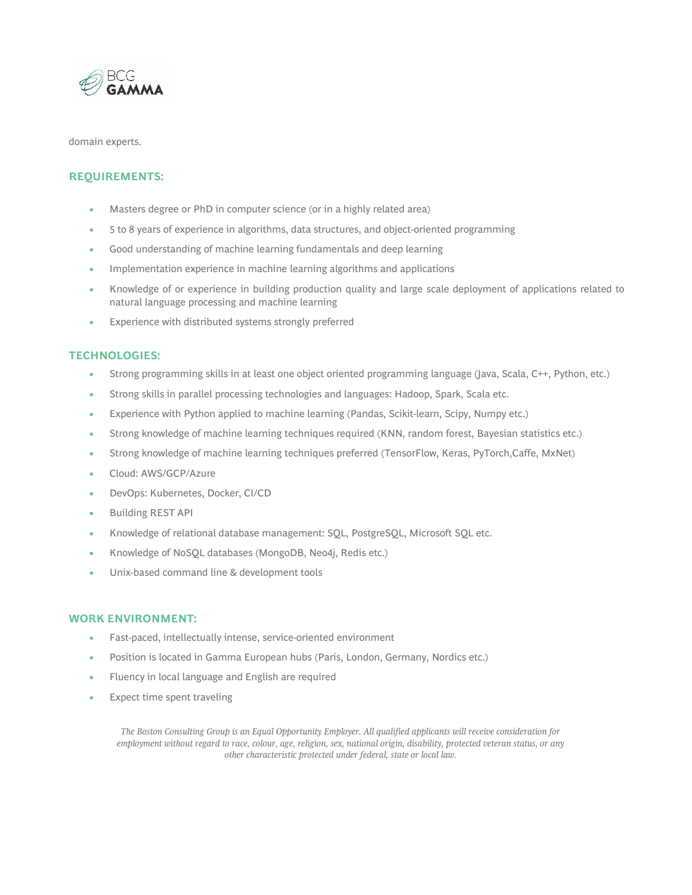domain experts.

## REQUIREMENTS:

- Masters degree or PhD in computer science (or in a highly related area)
- 5 to 8 years of experience in algorithms, data structures, and object-oriented programming
- Good understanding of machine learning fundamentals and deep learning
- Implementation experience in machine learning algorithms and applications
- Knowledge of or experience in building production quality and large scale deployment of applications related to natural language processing and machine learning
- Experience with distributed systems strongly preferred

## TECHNOLOGIES:

- Strong programming skills in at least one object oriented programming language (Java, Scala, C++, Python, etc.)
- Strong skills in parallel processing technologies and languages: Hadoop, Spark, Scala etc.
- Experience with Python applied to machine learning (Pandas, Scikit-learn, Scipy, Numpy etc.)
- Strong knowledge of machine learning techniques required (KNN, random forest, Bayesian statistics etc.)
- Strong knowledge of machine learning techniques preferred (TensorFlow, Keras, PyTorch,Caffe, MxNet)
- Cloud: AWS/GCP/Azure
- DevOps: Kubernetes, Docker, CI/CD
- Building REST API
- Knowledge of relational database management: SQL, PostgreSQL, Microsoft SQL etc.
- Knowledge of NoSQL databases (MongoDB, Neo4j, Redis etc.)
- Unix-based command line & development tools

## WORK ENVIRONMENT:

- Fast-paced, intellectually intense, service-oriented environment
- Position is located in Gamma European hubs (Paris, London, Germany, Nordics etc.)
- Fluency in local language and English are required
- Expect time spent traveling

*The Boston Consulting Group is an Equal Opportunity Employer. All qualified applicants will receive consideration for employment without regard to race, colour, age, religion, sex, national origin, disability, protected veteran status, or any other characteristic protected under federal, state or local law.*